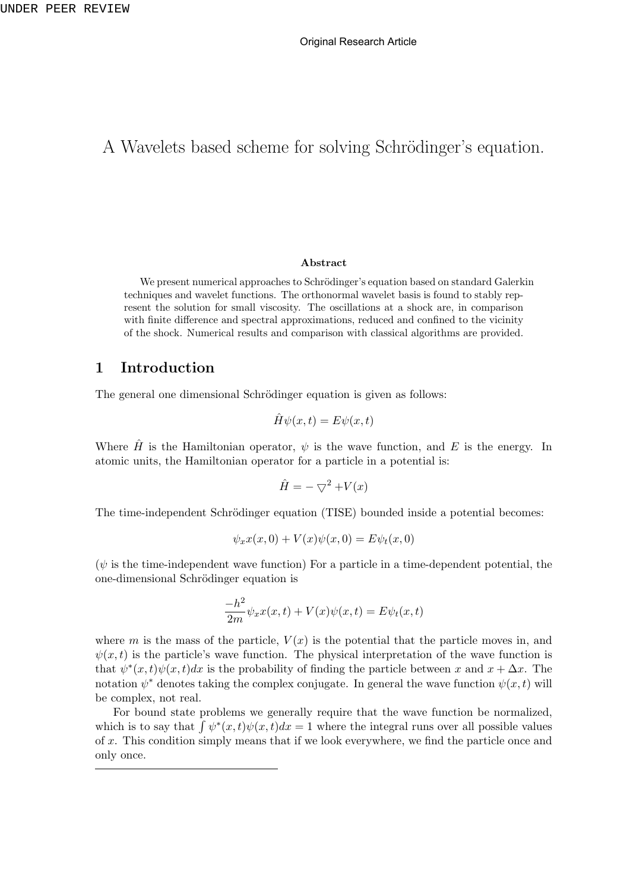Original Research Article

# A Wavelets based scheme for solving Schrödinger's equation.

**Abstract**

We present numerical approaches to Schrödinger's equation based on standard Galerkin techniques and wavelet functions. The orthonormal wavelet basis is found to stably represent the solution for small viscosity. The oscillations at a shock are, in comparison with finite difference and spectral approximations, reduced and confined to the vicinity of the shock. Numerical results and comparison with classical algorithms are provided.

## 1 Introduction

The general one dimensional Schrödinger equation is given as follows:

$$\hat{H}\psi(x,t) = E\psi(x,t)$$

Where $\hat{H}$ is the Hamiltonian operator, $\psi$ is the wave function, and $E$ is the energy. In atomic units, the Hamiltonian operator for a particle in a potential is:

$$\hat{H} = -\bigtriangledown^2 + V(x)$$

The time-independent Schrödinger equation (TISE) bounded inside a potential becomes:

$$\psi_x x(x,0) + V(x)\psi(x,0) = E\psi_t(x,0)$$

($\psi$ is the time-independent wave function) For a particle in a time-dependent potential, the one-dimensional Schrödinger equation is

$$\frac{-h^2}{2m}\psi_x x(x,t) + V(x)\psi(x,t) = E\psi_t(x,t)$$

where $m$ is the mass of the particle, $V(x)$ is the potential that the particle moves in, and $\psi(x,t)$ is the particle's wave function. The physical interpretation of the wave function is that $\psi^*(x,t)\psi(x,t)dx$ is the probability of finding the particle between $x$ and $x + \Delta x$. The notation $\psi^*$ denotes taking the complex conjugate. In general the wave function $\psi(x,t)$ will be complex, not real.

For bound state problems we generally require that the wave function be normalized, which is to say that $\int \psi^*(x,t)\psi(x,t)dx = 1$ where the integral runs over all possible values of $x$. This condition simply means that if we look everywhere, we find the particle once and only once.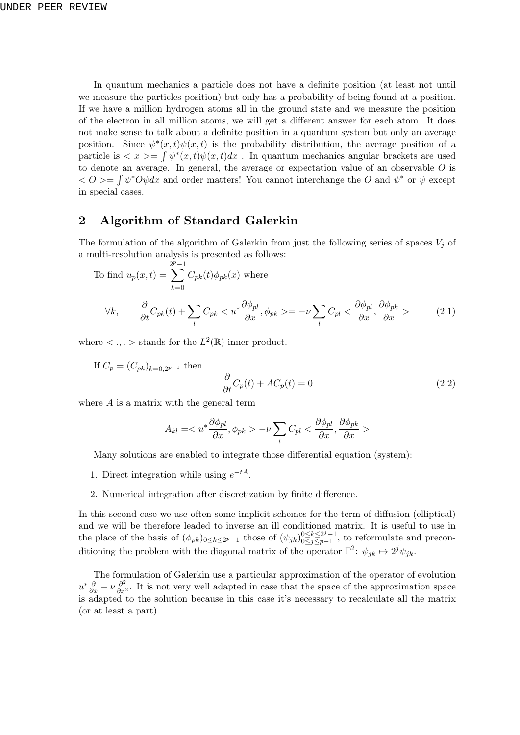In quantum mechanics a particle does not have a definite position (at least not until we measure the particles position) but only has a probability of being found at a position. If we have a million hydrogen atoms all in the ground state and we measure the position of the electron in all million atoms, we will get a different answer for each atom. It does not make sense to talk about a definite position in a quantum system but only an average position. Since $\psi^*(x,t)\psi(x,t)$ is the probability distribution, the average position of a particle is $< x >= \int \psi^*(x,t)\psi(x,t)dx$ . In quantum mechanics angular brackets are used to denote an average. In general, the average or expectation value of an observable $O$ is $< O >= \int \psi^* O \psi dx$ and order matters! You cannot interchange the $O$ and $\psi^*$ or $\psi$ except in special cases.

## 2 Algorithm of Standard Galerkin

The formulation of the algorithm of Galerkin from just the following series of spaces $V_j$ of a multi-resolution analysis is presented as follows:

To find $u_p(x,t) = \sum_{k=0}^{2^p-1} C_{pk}(t)\phi_{pk}(x)$ where

$$\forall k, \qquad \frac{\partial}{\partial t}C_{pk}(t) + \sum_l C_{pk} < u^* \frac{\partial \phi_{pl}}{\partial x}, \phi_{pk} >= -\nu \sum_l C_{pl} < \frac{\partial \phi_{pl}}{\partial x}, \frac{\partial \phi_{pk}}{\partial x} > \tag{2.1}$$

where $< .,. >$ stands for the $L^2(\mathbb{R})$ inner product.

If $C_p = (C_{pk})_{k=0,2^p-1}$ then

$$\frac{\partial}{\partial t}C_p(t) + AC_p(t) = 0 \tag{2.2}$$

where $A$ is a matrix with the general term

$$A_{kl} =< u^* \frac{\partial \phi_{pl}}{\partial x}, \phi_{pk} > -\nu \sum_l C_{pl} < \frac{\partial \phi_{pl}}{\partial x}, \frac{\partial \phi_{pk}}{\partial x} >$$

Many solutions are enabled to integrate those differential equation (system):

1. Direct integration while using $e^{-tA}$.
2. Numerical integration after discretization by finite difference.

In this second case we use often some implicit schemes for the term of diffusion (elliptical) and we will be therefore leaded to inverse an ill conditioned matrix. It is useful to use in the place of the basis of $(\phi_{pk})_{0\leq k\leq 2^p-1}$ those of $(\psi_{jk})_{0\leq j\leq p-1}^{0\leq k\leq 2^j-1}$, to reformulate and preconditioning the problem with the diagonal matrix of the operator $\Gamma^2$: $\psi_{jk} \mapsto 2^j \psi_{jk}$.

The formulation of Galerkin use a particular approximation of the operator of evolution $u^* \frac{\partial}{\partial x} - \nu \frac{\partial^2}{\partial x^2}$. It is not very well adapted in case that the space of the approximation space is adapted to the solution because in this case it's necessary to recalculate all the matrix (or at least a part).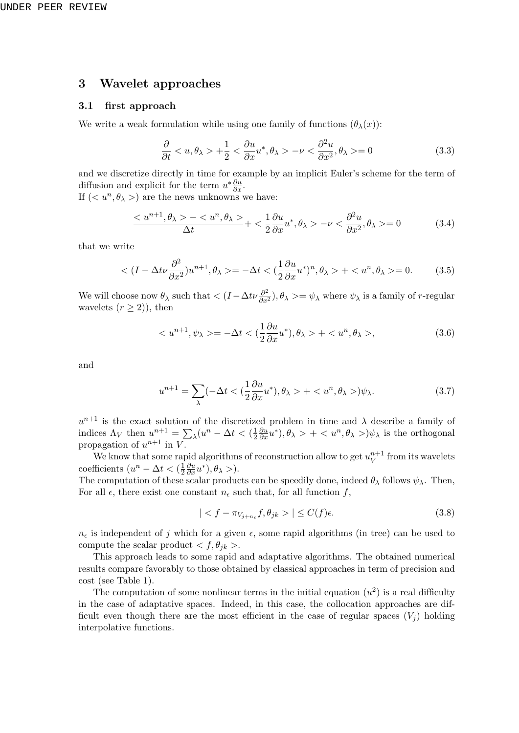## 3 Wavelet approaches

### 3.1 first approach

We write a weak formulation while using one family of functions $(\theta_\lambda(x))$:

$$\frac{\partial}{\partial t} < u, \theta_\lambda > + \frac{1}{2} < \frac{\partial u}{\partial x} u^*, \theta_\lambda > - \nu < \frac{\partial^2 u}{\partial x^2}, \theta_\lambda >= 0 \tag{3.3}$$

and we discretize directly in time for example by an implicit Euler's scheme for the term of diffusion and explicit for the term $u^* \frac{\partial u}{\partial x}$.
If $(< u^n, \theta_\lambda >)$ are the news unknowns we have:

$$\frac{< u^{n+1}, \theta_\lambda > - < u^n, \theta_\lambda >}{\Delta t} + < \frac{1}{2} \frac{\partial u}{\partial x} u^*, \theta_\lambda > - \nu < \frac{\partial^2 u}{\partial x^2}, \theta_\lambda >= 0 \tag{3.4}$$

that we write

$$< (I - \Delta t \nu \frac{\partial^2}{\partial x^2}) u^{n+1}, \theta_\lambda >= -\Delta t < (\frac{1}{2} \frac{\partial u}{\partial x} u^*)^n, \theta_\lambda > + < u^n, \theta_\lambda >= 0. \tag{3.5}$$

We will choose now $\theta_\lambda$ such that $< (I - \Delta t \nu \frac{\partial^2}{\partial x^2}), \theta_\lambda >= \psi_\lambda$ where $\psi_\lambda$ is a family of $r$-regular wavelets ($r \geq 2$)), then

$$< u^{n+1}, \psi_\lambda >= -\Delta t < (\frac{1}{2} \frac{\partial u}{\partial x} u^*), \theta_\lambda > + < u^n, \theta_\lambda >, \tag{3.6}$$

and

$$u^{n+1} = \sum_\lambda (-\Delta t < (\frac{1}{2} \frac{\partial u}{\partial x} u^*), \theta_\lambda > + < u^n, \theta_\lambda >) \psi_\lambda. \tag{3.7}$$

$u^{n+1}$ is the exact solution of the discretized problem in time and $\lambda$ describe a family of indices $\Lambda_V$ then $u^{n+1} = \sum_\lambda (u^n - \Delta t < (\frac{1}{2} \frac{\partial u}{\partial x} u^*), \theta_\lambda > + < u^n, \theta_\lambda >) \psi_\lambda$ is the orthogonal propagation of $u^{n+1}$ in $V$.

We know that some rapid algorithms of reconstruction allow to get $u_V^{n+1}$ from its wavelets coefficients $(u^n - \Delta t < (\frac{1}{2} \frac{\partial u}{\partial x} u^*), \theta_\lambda >)$.
The computation of these scalar products can be speedily done, indeed $\theta_\lambda$ follows $\psi_\lambda$. Then, For all $\epsilon$, there exist one constant $n_\epsilon$ such that, for all function $f$,

$$| < f - \pi_{V_{j+n_\epsilon}} f, \theta_{jk} > | \leq C(f) \epsilon. \tag{3.8}$$

$n_\epsilon$ is independent of $j$ which for a given $\epsilon$, some rapid algorithms (in tree) can be used to compute the scalar product $< f, \theta_{jk} >$.

This approach leads to some rapid and adaptative algorithms. The obtained numerical results compare favorably to those obtained by classical approaches in term of precision and cost (see Table 1).

The computation of some nonlinear terms in the initial equation ($u^2$) is a real difficulty in the case of adaptative spaces. Indeed, in this case, the collocation approaches are difficult even though there are the most efficient in the case of regular spaces ($V_j$) holding interpolative functions.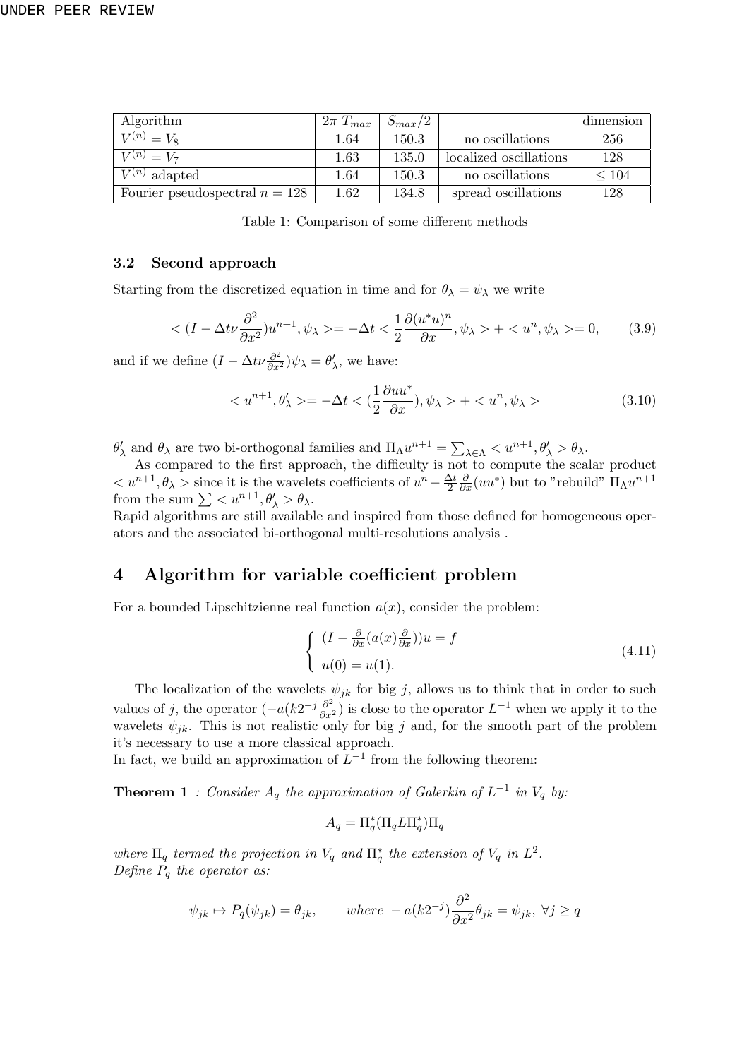| Algorithm | $2\pi\ T_{max}$ | $S_{max}/2$ | | dimension |
|---|---|---|---|---|
| $V^{(n)} = V_8$ | 1.64 | 150.3 | no oscillations | 256 |
| $V^{(n)} = V_7$ | 1.63 | 135.0 | localized oscillations | 128 |
| $V^{(n)}$ adapted | 1.64 | 150.3 | no oscillations | $\leq 104$ |
| Fourier pseudospectral $n = 128$ | 1.62 | 134.8 | spread oscillations | 128 |

Table 1: Comparison of some different methods

### 3.2 Second approach

Starting from the discretized equation in time and for $\theta_\lambda = \psi_\lambda$ we write

$$< (I - \Delta t \nu \frac{\partial^2}{\partial x^2}) u^{n+1}, \psi_\lambda >= -\Delta t < \frac{1}{2} \frac{\partial (u^* u)^n}{\partial x}, \psi_\lambda > + < u^n, \psi_\lambda >= 0, \qquad (3.9)$$

and if we define $(I - \Delta t \nu \frac{\partial^2}{\partial x^2}) \psi_\lambda = \theta'_\lambda$, we have:

$$< u^{n+1}, \theta'_\lambda >= -\Delta t < (\frac{1}{2} \frac{\partial u u^*}{\partial x}), \psi_\lambda > + < u^n, \psi_\lambda > \qquad (3.10)$$

$\theta'_\lambda$ and $\theta_\lambda$ are two bi-orthogonal families and $\Pi_\Lambda u^{n+1} = \sum_{\lambda \in \Lambda} < u^{n+1}, \theta'_\lambda > \theta_\lambda$.

As compared to the first approach, the difficulty is not to compute the scalar product $< u^{n+1}, \theta_\lambda >$ since it is the wavelets coefficients of $u^n - \frac{\Delta t}{2} \frac{\partial}{\partial x}(u u^*)$ but to "rebuild" $\Pi_\Lambda u^{n+1}$ from the sum $\sum < u^{n+1}, \theta'_\lambda > \theta_\lambda$.
Rapid algorithms are still available and inspired from those defined for homogeneous operators and the associated bi-orthogonal multi-resolutions analysis .

## 4 Algorithm for variable coefficient problem

For a bounded Lipschitzienne real function $a(x)$, consider the problem:

$$\begin{cases} (I - \frac{\partial}{\partial x}(a(x) \frac{\partial}{\partial x})) u = f \\ u(0) = u(1). \end{cases} \qquad (4.11)$$

The localization of the wavelets $\psi_{jk}$ for big $j$, allows us to think that in order to such values of $j$, the operator $(-a(k2^{-j} \frac{\partial^2}{\partial x^2})$ is close to the operator $L^{-1}$ when we apply it to the wavelets $\psi_{jk}$. This is not realistic only for big $j$ and, for the smooth part of the problem it's necessary to use a more classical approach.
In fact, we build an approximation of $L^{-1}$ from the following theorem:

**Theorem 1** *: Consider $A_q$ the approximation of Galerkin of $L^{-1}$ in $V_q$ by:*

$$A_q = \Pi_q^* (\Pi_q L \Pi_q^*) \Pi_q$$

*where $\Pi_q$ termed the projection in $V_q$ and $\Pi_q^*$ the extension of $V_q$ in $L^2$.*
*Define $P_q$ the operator as:*

$$\psi_{jk} \mapsto P_q(\psi_{jk}) = \theta_{jk}, \qquad \textit{where } -a(k2^{-j}) \frac{\partial^2}{\partial x^2} \theta_{jk} = \psi_{jk},\ \forall j \geq q$$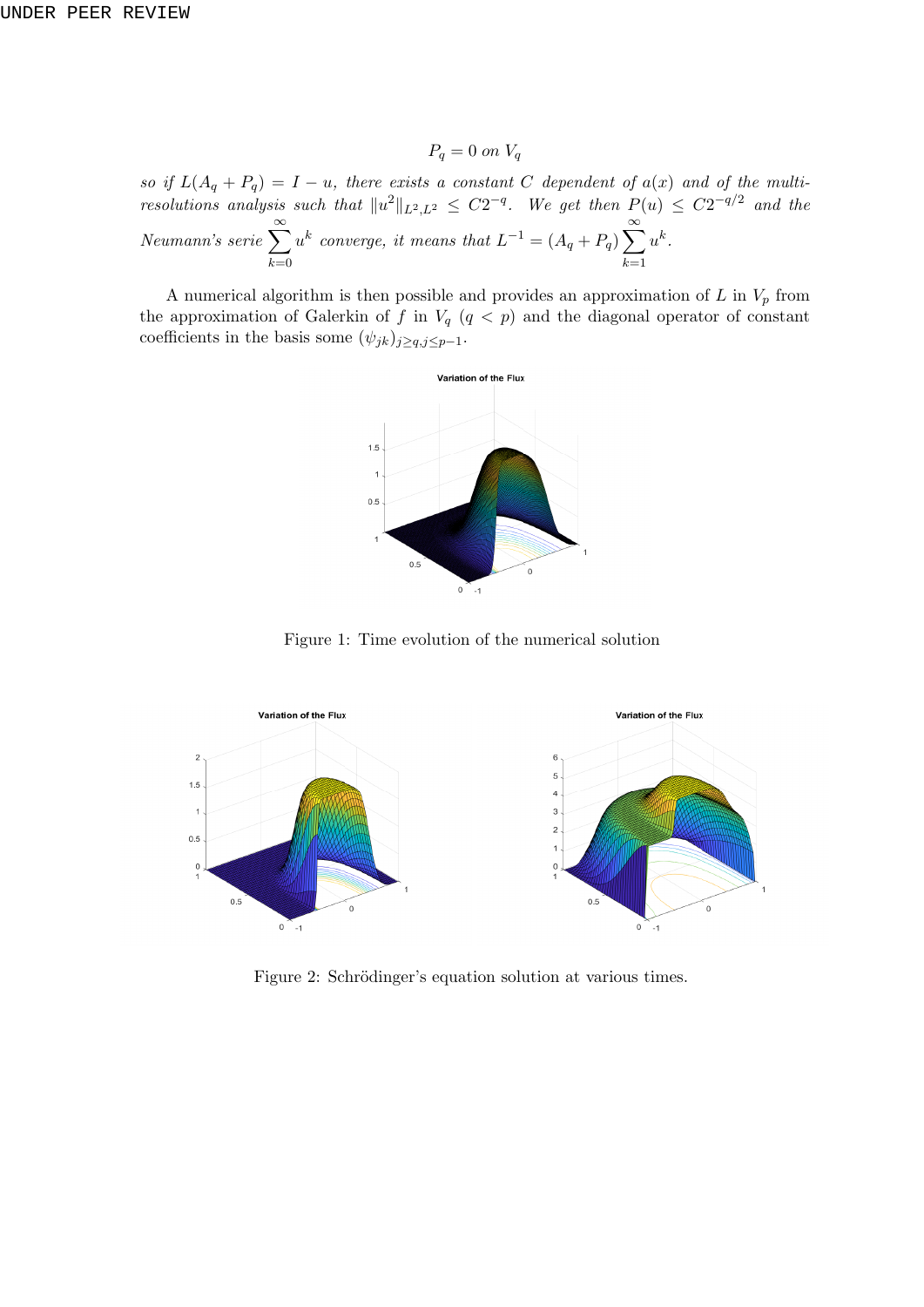$$P_q = 0 \text{ on } V_q$$

*so if $L(A_q + P_q) = I - u$, there exists a constant $C$ dependent of $a(x)$ and of the multi-resolutions analysis such that $\|u^2\|_{L^2,L^2} \leq C2^{-q}$. We get then $P(u) \leq C2^{-q/2}$ and the Neumann's serie $\sum_{k=0}^{\infty} u^k$ converge, it means that $L^{-1} = (A_q + P_q)\sum_{k=1}^{\infty} u^k$.*

A numerical algorithm is then possible and provides an approximation of $L$ in $V_p$ from the approximation of Galerkin of $f$ in $V_q$ ($q < p$) and the diagonal operator of constant coefficients in the basis some $(\psi_{jk})_{j \geq q, j \leq p-1}$.

Figure 1: Time evolution of the numerical solution

Figure 2: Schrödinger's equation solution at various times.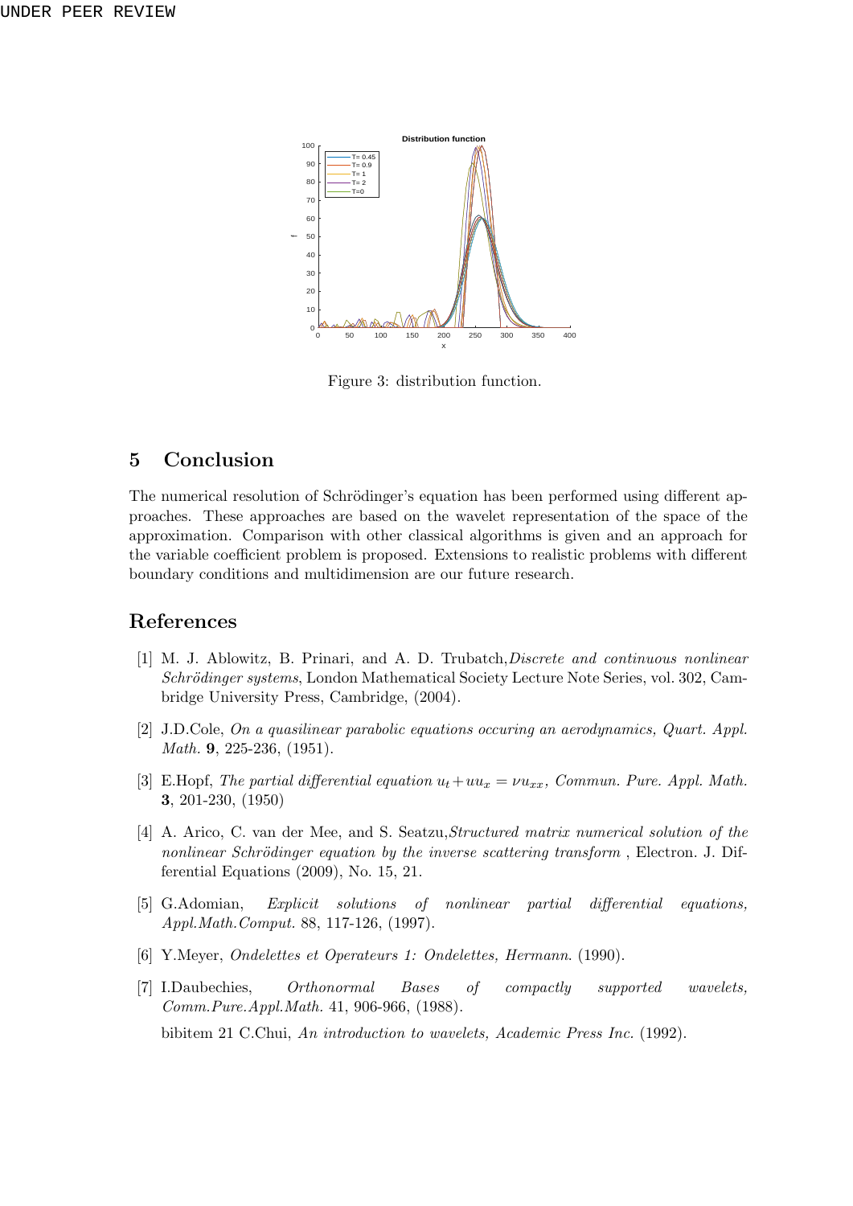Figure 3: distribution function.

## 5 Conclusion

The numerical resolution of Schrödinger's equation has been performed using different approaches. These approaches are based on the wavelet representation of the space of the approximation. Comparison with other classical algorithms is given and an approach for the variable coefficient problem is proposed. Extensions to realistic problems with different boundary conditions and multidimension are our future research.

## References

[1] M. J. Ablowitz, B. Prinari, and A. D. Trubatch,*Discrete and continuous nonlinear Schrödinger systems*, London Mathematical Society Lecture Note Series, vol. 302, Cambridge University Press, Cambridge, (2004).

[2] J.D.Cole, *On a quasilinear parabolic equations occuring an aerodynamics, Quart. Appl. Math.* **9**, 225-236, (1951).

[3] E.Hopf, *The partial differential equation $u_t + uu_x = \nu u_{xx}$, Commun. Pure. Appl. Math.* **3**, 201-230, (1950)

[4] A. Arico, C. van der Mee, and S. Seatzu,*Structured matrix numerical solution of the nonlinear Schrödinger equation by the inverse scattering transform* , Electron. J. Differential Equations (2009), No. 15, 21.

[5] G.Adomian, *Explicit solutions of nonlinear partial differential equations, Appl.Math.Comput.* 88, 117-126, (1997).

[6] Y.Meyer, *Ondelettes et Operateurs 1: Ondelettes, Hermann*. (1990).

[7] I.Daubechies, *Orthonormal Bases of compactly supported wavelets, Comm.Pure.Appl.Math.* 41, 906-966, (1988).

bibitem 21 C.Chui, *An introduction to wavelets, Academic Press Inc.* (1992).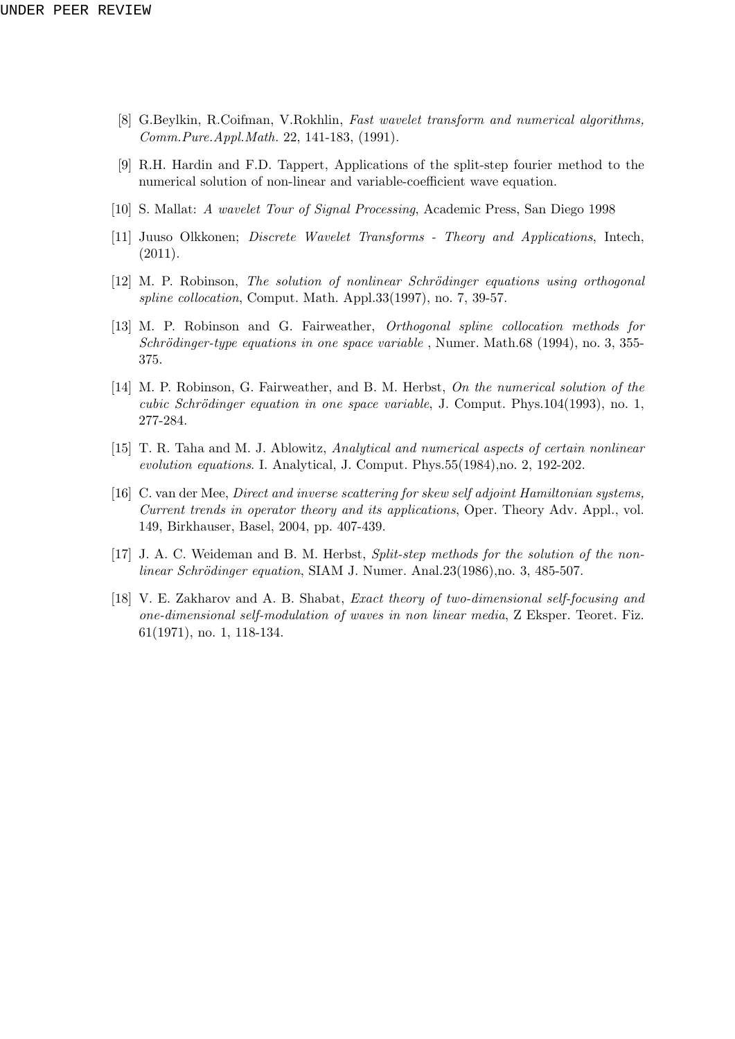[8] G.Beylkin, R.Coifman, V.Rokhlin, *Fast wavelet transform and numerical algorithms, Comm.Pure.Appl.Math.* 22, 141-183, (1991).

[9] R.H. Hardin and F.D. Tappert, Applications of the split-step fourier method to the numerical solution of non-linear and variable-coefficient wave equation.

[10] S. Mallat: *A wavelet Tour of Signal Processing*, Academic Press, San Diego 1998

[11] Juuso Olkkonen; *Discrete Wavelet Transforms - Theory and Applications*, Intech, (2011).

[12] M. P. Robinson, *The solution of nonlinear Schrödinger equations using orthogonal spline collocation*, Comput. Math. Appl.33(1997), no. 7, 39-57.

[13] M. P. Robinson and G. Fairweather, *Orthogonal spline collocation methods for Schrödinger-type equations in one space variable* , Numer. Math.68 (1994), no. 3, 355-375.

[14] M. P. Robinson, G. Fairweather, and B. M. Herbst, *On the numerical solution of the cubic Schrödinger equation in one space variable*, J. Comput. Phys.104(1993), no. 1, 277-284.

[15] T. R. Taha and M. J. Ablowitz, *Analytical and numerical aspects of certain nonlinear evolution equations*. I. Analytical, J. Comput. Phys.55(1984),no. 2, 192-202.

[16] C. van der Mee, *Direct and inverse scattering for skew self adjoint Hamiltonian systems, Current trends in operator theory and its applications*, Oper. Theory Adv. Appl., vol. 149, Birkhauser, Basel, 2004, pp. 407-439.

[17] J. A. C. Weideman and B. M. Herbst, *Split-step methods for the solution of the nonlinear Schrödinger equation*, SIAM J. Numer. Anal.23(1986),no. 3, 485-507.

[18] V. E. Zakharov and A. B. Shabat, *Exact theory of two-dimensional self-focusing and one-dimensional self-modulation of waves in non linear media*, Z Eksper. Teoret. Fiz. 61(1971), no. 1, 118-134.